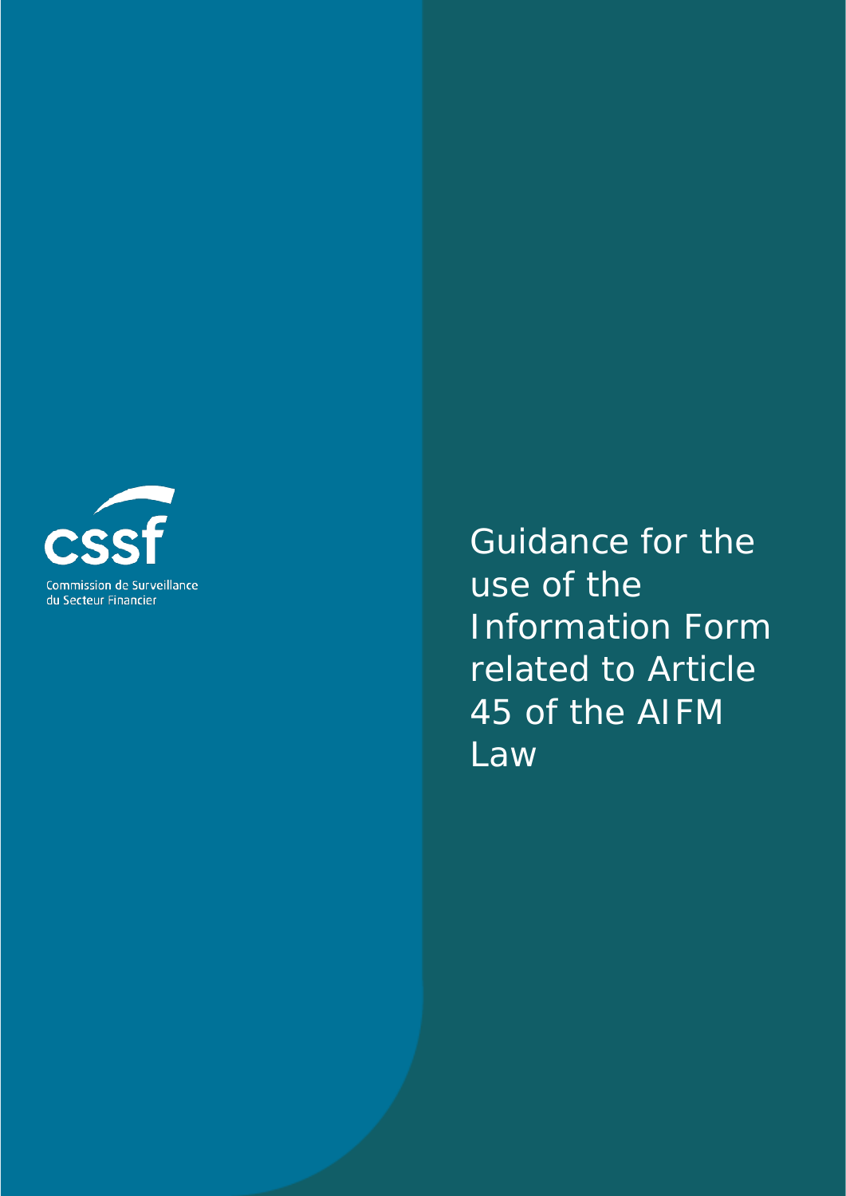Commission de Surveillance du Secteur Financier

# Guidance for the use of the Information Form related to Article 45 of the AIFM Law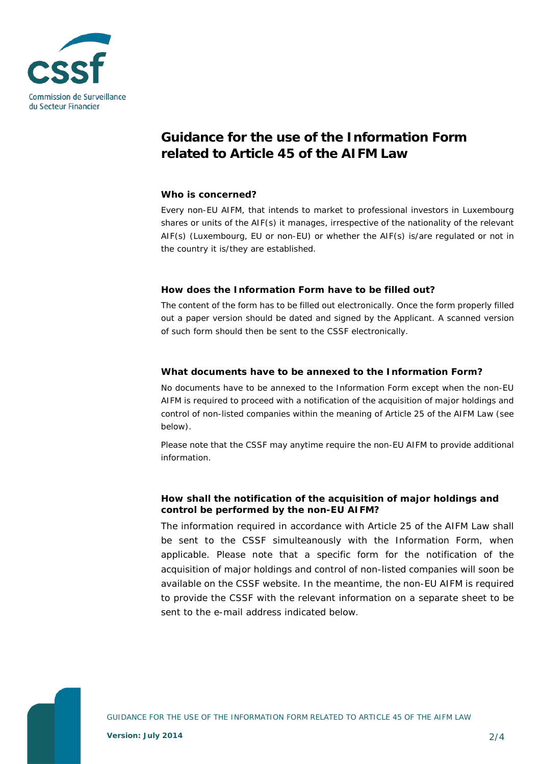# Guidance for the use of the Information Form related to Article 45 of the AIFM Law

### Who is concerned?

Every non-EU AIFM, that intends to market to professional investors in Luxembourg shares or units of the AIF(s) it manages, irrespective of the nationality of the relevant AIF(s) (Luxembourg, EU or non-EU) or whether the AIF(s) is/are regulated or not in the country it is/they are established.

### How does the Information Form have to be filled out?

The content of the form has to be filled out electronically. Once the form properly filled out a paper version should be dated and signed by the Applicant. A scanned version of such form should then be sent to the CSSF electronically.

### What documents have to be annexed to the Information Form?

No documents have to be annexed to the Information Form except when the non-EU AIFM is required to proceed with a notification of the acquisition of major holdings and control of non-listed companies within the meaning of Article 25 of the AIFM Law (see below).

Please note that the CSSF may anytime require the non-EU AIFM to provide additional information.

### How shall the notification of the acquisition of major holdings and control be performed by the non-EU AIFM?

The information required in accordance with Article 25 of the AIFM Law shall be sent to the CSSF simulteanously with the Information Form, when applicable. Please note that a specific form for the notification of the acquisition of major holdings and control of non-listed companies will soon be available on the CSSF website. In the meantime, the non-EU AIFM is required to provide the CSSF with the relevant information on a separate sheet to be sent to the e-mail address indicated below.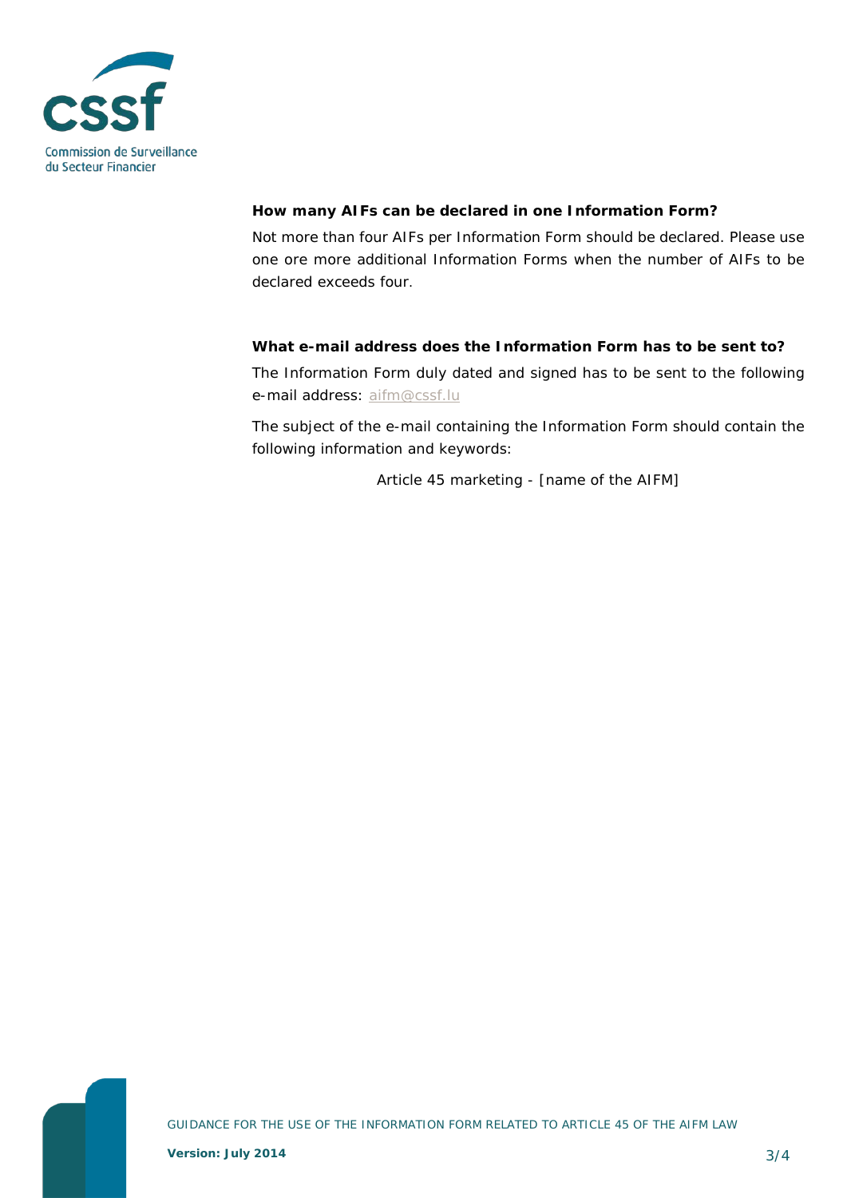**How many AIFs can be declared in one Information Form?**

Not more than four AIFs per Information Form should be declared. Please use one ore more additional Information Forms when the number of AIFs to be declared exceeds four.

**What e-mail address does the Information Form has to be sent to?**

The Information Form duly dated and signed has to be sent to the following e-mail address: aifm@cssf.lu

The subject of the e-mail containing the Information Form should contain the following information and keywords:

Article 45 marketing - [name of the AIFM]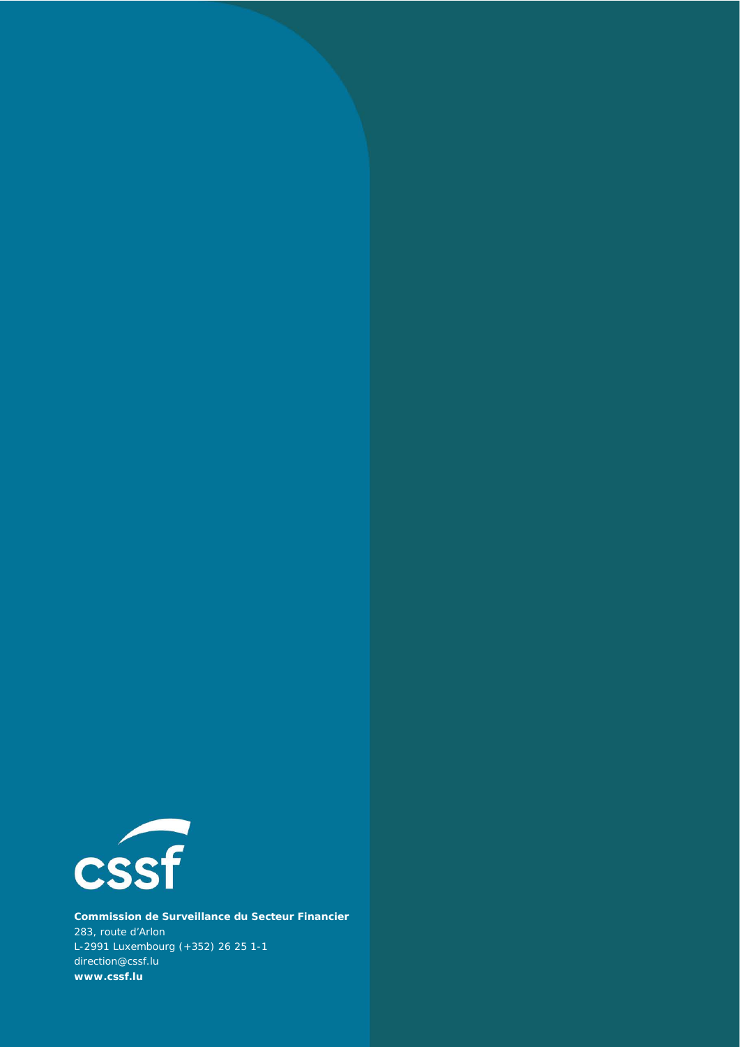**Commission de Surveillance du Secteur Financier**
283, route d'Arlon
L-2991 Luxembourg (+352) 26 25 1-1
direction@cssf.lu
**www.cssf.lu**